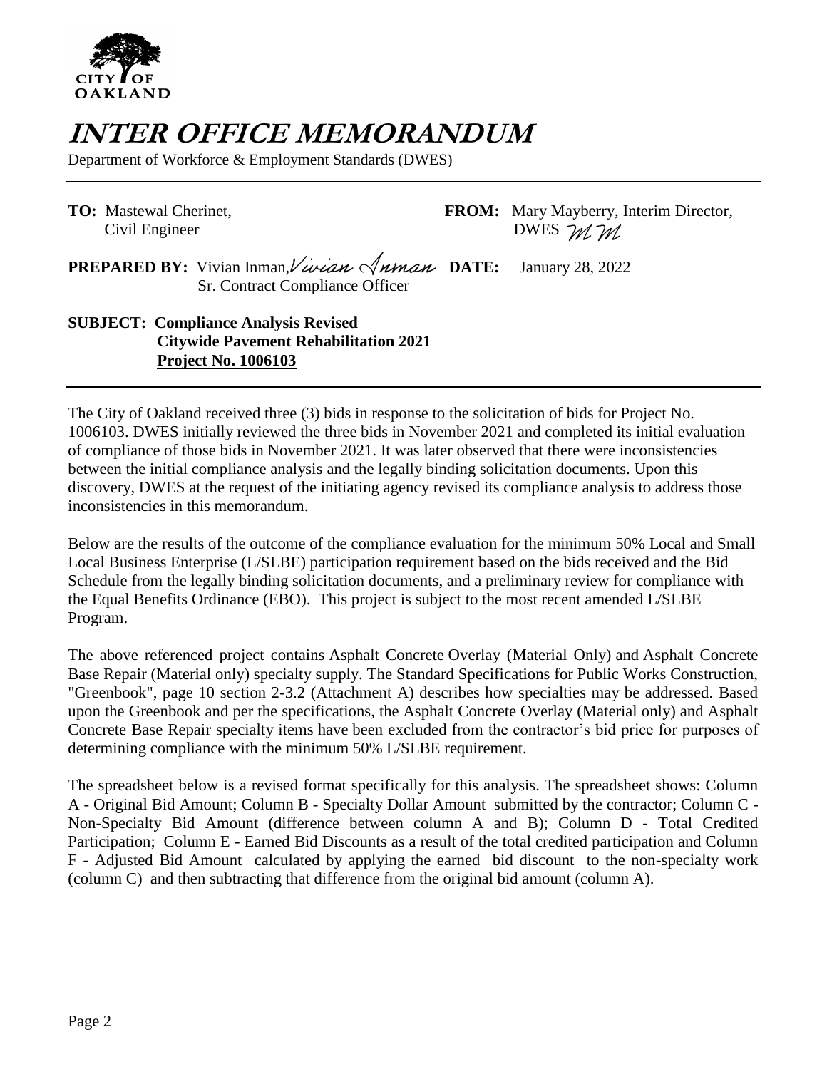CITY OF OAKLAND

# *INTER OFFICE MEMORANDUM*

Department of Workforce & Employment Standards (DWES)

**TO:** Mastewal Cherinet, Civil Engineer

**FROM:** Mary Mayberry, Interim Director, DWES *MM*

**PREPARED BY:** Vivian Inman, *Vivian Inman* Sr. Contract Compliance Officer

**DATE:** January 28, 2022

**SUBJECT: Compliance Analysis Revised**
**Citywide Pavement Rehabilitation 2021**
**Project No. 1006103**

The City of Oakland received three (3) bids in response to the solicitation of bids for Project No. 1006103. DWES initially reviewed the three bids in November 2021 and completed its initial evaluation of compliance of those bids in November 2021. It was later observed that there were inconsistencies between the initial compliance analysis and the legally binding solicitation documents. Upon this discovery, DWES at the request of the initiating agency revised its compliance analysis to address those inconsistencies in this memorandum.

Below are the results of the outcome of the compliance evaluation for the minimum 50% Local and Small Local Business Enterprise (L/SLBE) participation requirement based on the bids received and the Bid Schedule from the legally binding solicitation documents, and a preliminary review for compliance with the Equal Benefits Ordinance (EBO). This project is subject to the most recent amended L/SLBE Program.

The above referenced project contains Asphalt Concrete Overlay (Material Only) and Asphalt Concrete Base Repair (Material only) specialty supply. The Standard Specifications for Public Works Construction, "Greenbook", page 10 section 2-3.2 (Attachment A) describes how specialties may be addressed. Based upon the Greenbook and per the specifications, the Asphalt Concrete Overlay (Material only) and Asphalt Concrete Base Repair specialty items have been excluded from the contractor's bid price for purposes of determining compliance with the minimum 50% L/SLBE requirement.

The spreadsheet below is a revised format specifically for this analysis. The spreadsheet shows: Column A - Original Bid Amount; Column B - Specialty Dollar Amount submitted by the contractor; Column C - Non-Specialty Bid Amount (difference between column A and B); Column D - Total Credited Participation; Column E - Earned Bid Discounts as a result of the total credited participation and Column F - Adjusted Bid Amount calculated by applying the earned bid discount to the non-specialty work (column C) and then subtracting that difference from the original bid amount (column A).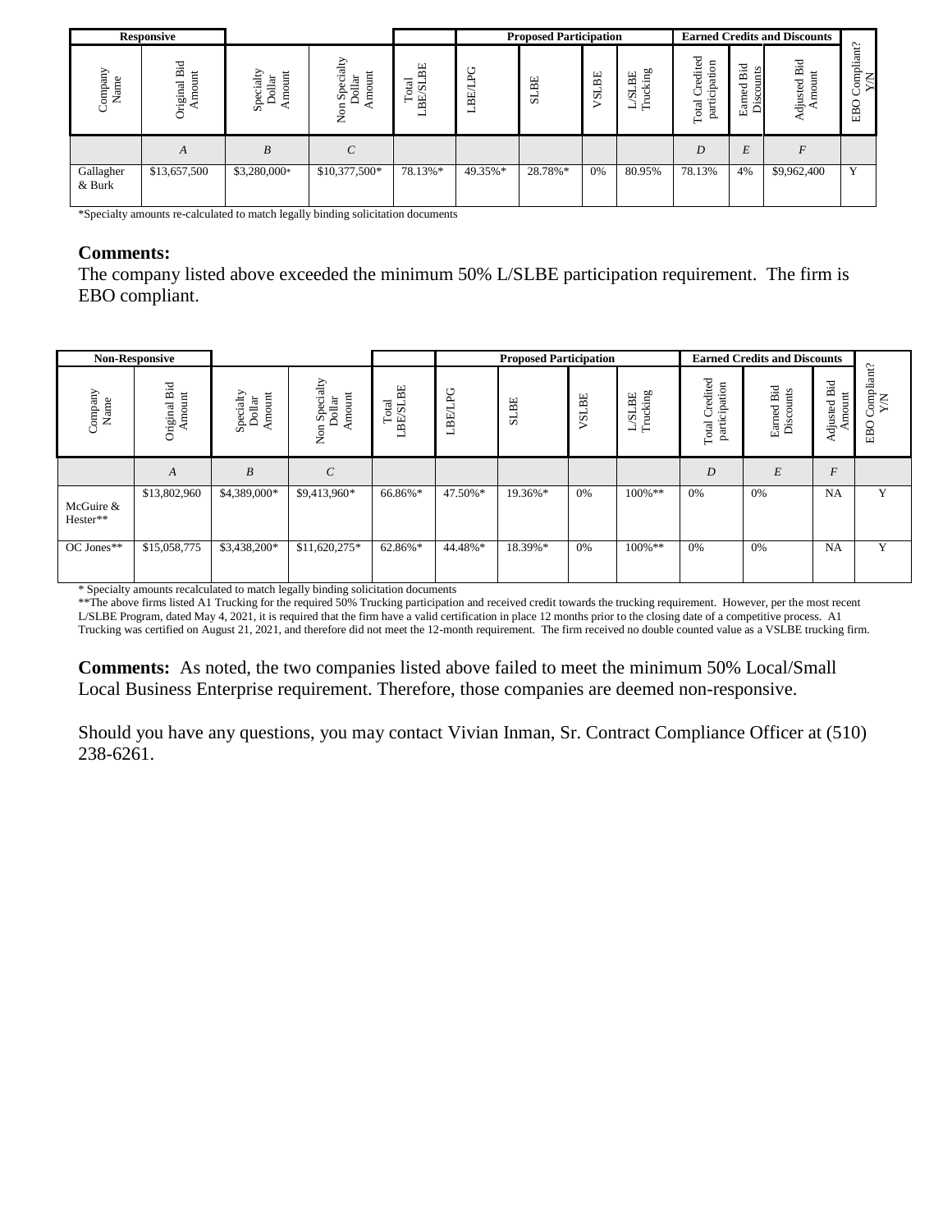| Responsive | | | | | Proposed Participation | | | | Earned Credits and Discounts | | | |
|---|---|---|---|---|---|---|---|---|---|---|---|---|
| Company Name | Original Bid Amount | Specialty Dollar Amount | Non Specialty Dollar Amount | Total LBE/SLBE | LBE/LPG | SLBE | VSLBE | L/SLBE Trucking | Total Credited participation | Earned Bid Discounts | Adjusted Bid Amount | EBO Compliant? Y/N |
| | *A* | *B* | *C* | | | | | | *D* | *E* | *F* | |
| Gallagher & Burk | $13,657,500 | $3,280,000* | $10,377,500* | 78.13%* | 49.35%* | 28.78%* | 0% | 80.95% | 78.13% | 4% | $9,962,400 | Y |

*Specialty amounts re-calculated to match legally binding solicitation documents

**Comments:**
The company listed above exceeded the minimum 50% L/SLBE participation requirement. The firm is EBO compliant.

| Non-Responsive | | | | | Proposed Participation | | | | Earned Credits and Discounts | | | |
|---|---|---|---|---|---|---|---|---|---|---|---|---|
| Company Name | Original Bid Amount | Specialty Dollar Amount | Non Specialty Dollar Amount | Total LBE/SLBE | LBE/LPG | SLBE | VSLBE | L/SLBE Trucking | Total Credited participation | Earned Bid Discounts | Adjusted Bid Amount | EBO Compliant? Y/N |
| | *A* | *B* | *C* | | | | | | *D* | *E* | *F* | |
| McGuire & Hester** | $13,802,960 | $4,389,000* | $9,413,960* | 66.86%* | 47.50%* | 19.36%* | 0% | 100%** | 0% | 0% | NA | Y |
| OC Jones** | $15,058,775 | $3,438,200* | $11,620,275* | 62.86%* | 44.48%* | 18.39%* | 0% | 100%** | 0% | 0% | NA | Y |

* Specialty amounts recalculated to match legally binding solicitation documents
**The above firms listed A1 Trucking for the required 50% Trucking participation and received credit towards the trucking requirement. However, per the most recent L/SLBE Program, dated May 4, 2021, it is required that the firm have a valid certification in place 12 months prior to the closing date of a competitive process. A1 Trucking was certified on August 21, 2021, and therefore did not meet the 12-month requirement. The firm received no double counted value as a VSLBE trucking firm.

**Comments:** As noted, the two companies listed above failed to meet the minimum 50% Local/Small Local Business Enterprise requirement. Therefore, those companies are deemed non-responsive.

Should you have any questions, you may contact Vivian Inman, Sr. Contract Compliance Officer at (510) 238-6261.